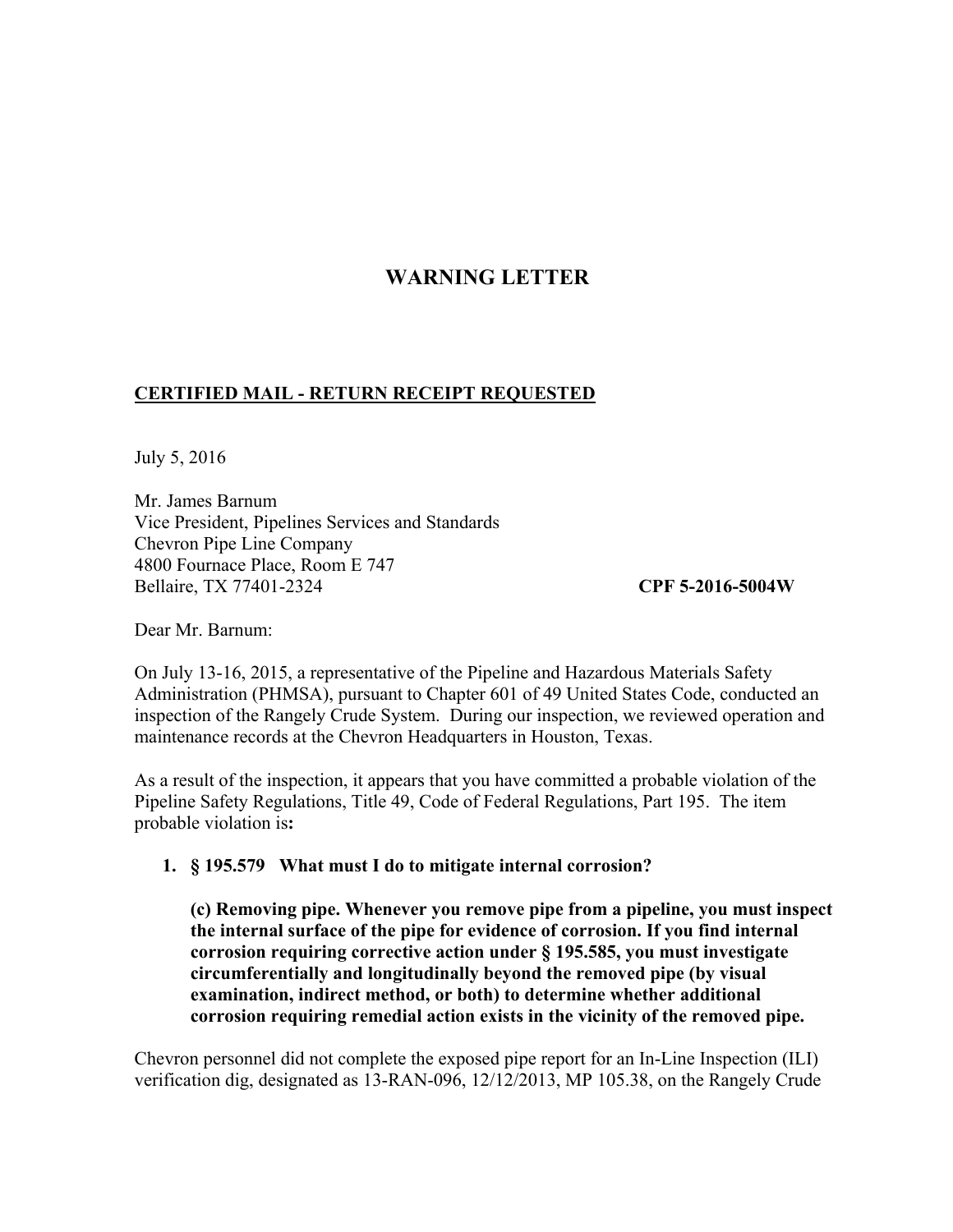# WARNING LETTER

**CERTIFIED MAIL - RETURN RECEIPT REQUESTED**

July 5, 2016

Mr. James Barnum
Vice President, Pipelines Services and Standards
Chevron Pipe Line Company
4800 Fournace Place, Room E 747
Bellaire, TX 77401-2324

**CPF 5-2016-5004W**

Dear Mr. Barnum:

On July 13-16, 2015, a representative of the Pipeline and Hazardous Materials Safety Administration (PHMSA), pursuant to Chapter 601 of 49 United States Code, conducted an inspection of the Rangely Crude System. During our inspection, we reviewed operation and maintenance records at the Chevron Headquarters in Houston, Texas.

As a result of the inspection, it appears that you have committed a probable violation of the Pipeline Safety Regulations, Title 49, Code of Federal Regulations, Part 195. The item probable violation is**:**

1. **§ 195.579 What must I do to mitigate internal corrosion?**

   **(c) Removing pipe. Whenever you remove pipe from a pipeline, you must inspect the internal surface of the pipe for evidence of corrosion. If you find internal corrosion requiring corrective action under § 195.585, you must investigate circumferentially and longitudinally beyond the removed pipe (by visual examination, indirect method, or both) to determine whether additional corrosion requiring remedial action exists in the vicinity of the removed pipe.**

Chevron personnel did not complete the exposed pipe report for an In-Line Inspection (ILI) verification dig, designated as 13-RAN-096, 12/12/2013, MP 105.38, on the Rangely Crude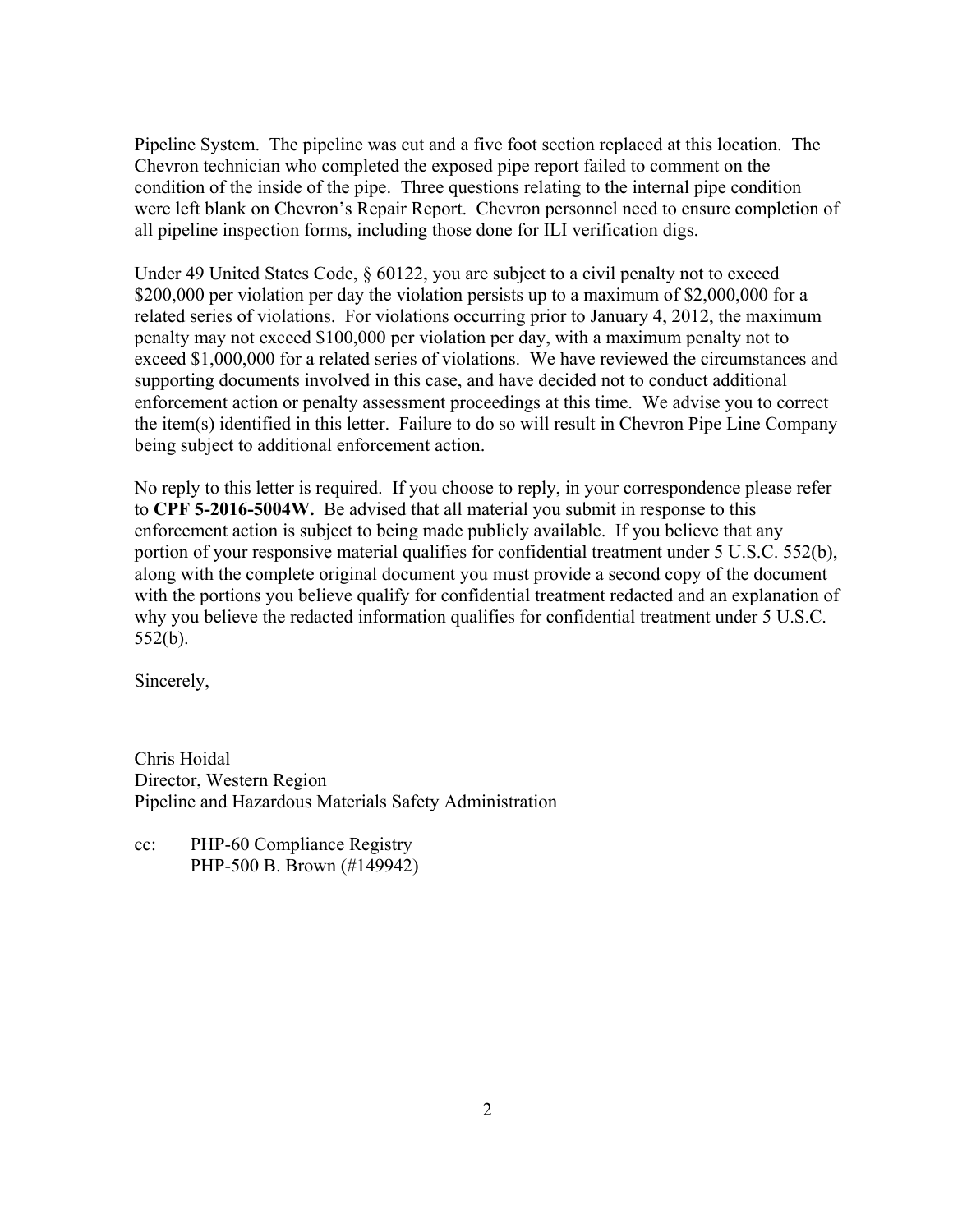Pipeline System. The pipeline was cut and a five foot section replaced at this location. The Chevron technician who completed the exposed pipe report failed to comment on the condition of the inside of the pipe. Three questions relating to the internal pipe condition were left blank on Chevron's Repair Report. Chevron personnel need to ensure completion of all pipeline inspection forms, including those done for ILI verification digs.

Under 49 United States Code, § 60122, you are subject to a civil penalty not to exceed $200,000 per violation per day the violation persists up to a maximum of $2,000,000 for a related series of violations. For violations occurring prior to January 4, 2012, the maximum penalty may not exceed $100,000 per violation per day, with a maximum penalty not to exceed $1,000,000 for a related series of violations. We have reviewed the circumstances and supporting documents involved in this case, and have decided not to conduct additional enforcement action or penalty assessment proceedings at this time. We advise you to correct the item(s) identified in this letter. Failure to do so will result in Chevron Pipe Line Company being subject to additional enforcement action.

No reply to this letter is required. If you choose to reply, in your correspondence please refer to **CPF 5-2016-5004W.** Be advised that all material you submit in response to this enforcement action is subject to being made publicly available. If you believe that any portion of your responsive material qualifies for confidential treatment under 5 U.S.C. 552(b), along with the complete original document you must provide a second copy of the document with the portions you believe qualify for confidential treatment redacted and an explanation of why you believe the redacted information qualifies for confidential treatment under 5 U.S.C. 552(b).

Sincerely,

Chris Hoidal
Director, Western Region
Pipeline and Hazardous Materials Safety Administration

cc: PHP-60 Compliance Registry
PHP-500 B. Brown (#149942)